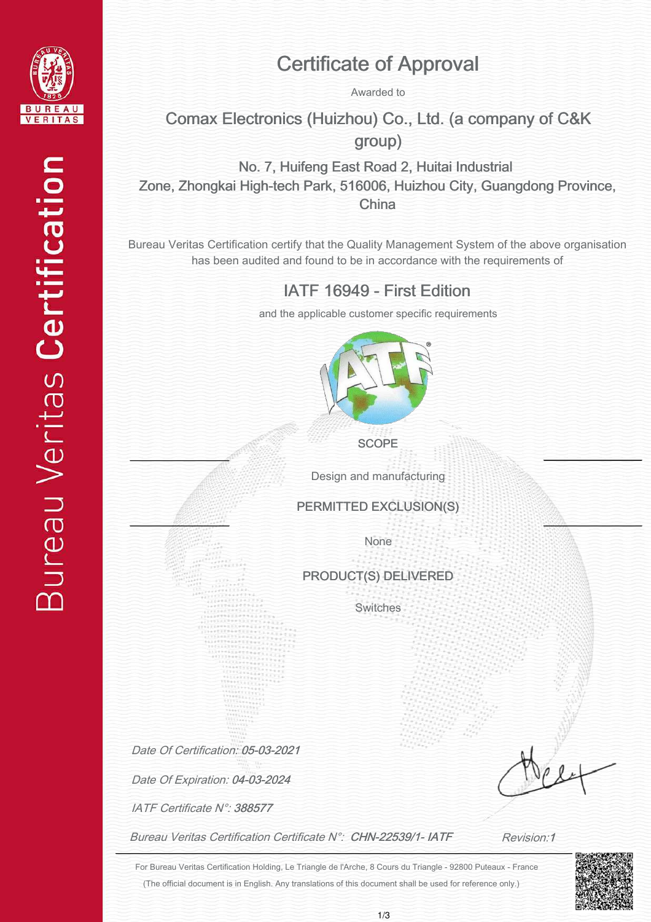Bureau Veritas Certification

# Certificate of Approval

Awarded to

## Comax Electronics (Huizhou) Co., Ltd. (a company of C&K group)

No. 7, Huifeng East Road 2, Huitai Industrial Zone, Zhongkai High-tech Park, 516006, Huizhou City, Guangdong Province, China

Bureau Veritas Certification certify that the Quality Management System of the above organisation has been audited and found to be in accordance with the requirements of

## IATF 16949 - First Edition

and the applicable customer specific requirements

### SCOPE

Design and manufacturing

### PERMITTED EXCLUSION(S)

None

### PRODUCT(S) DELIVERED

Switches

*Date Of Certification: **05-03-2021***

*Date Of Expiration: **04-03-2024***

*IATF Certificate N°: **388577***

*Bureau Veritas Certification Certificate N°: **CHN-22539/1- IATF***

*Revision:**1***

For Bureau Veritas Certification Holding, Le Triangle de l'Arche, 8 Cours du Triangle - 92800 Puteaux - France

(The official document is in English. Any translations of this document shall be used for reference only.)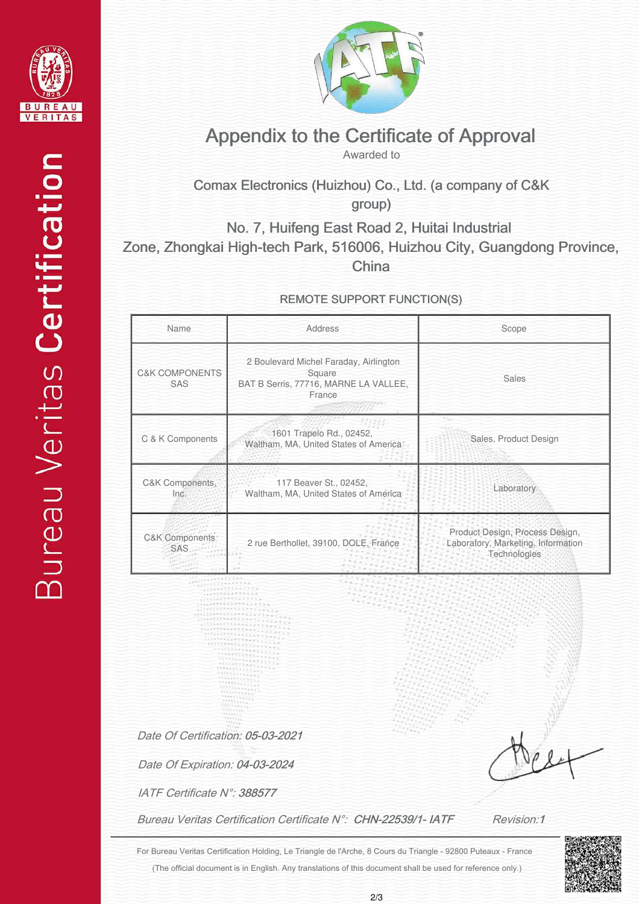# Appendix to the Certificate of Approval

Awarded to

## Comax Electronics (Huizhou) Co., Ltd. (a company of C&K group)

No. 7, Huifeng East Road 2, Huitai Industrial Zone, Zhongkai High-tech Park, 516006, Huizhou City, Guangdong Province, China

### REMOTE SUPPORT FUNCTION(S)

| Name | Address | Scope |
|---|---|---|
| C&K COMPONENTS SAS | 2 Boulevard Michel Faraday, Airlington Square BAT B Serris, 77716, MARNE LA VALLEE, France | Sales |
| C & K Components | 1601 Trapelo Rd., 02452, Waltham, MA, United States of America | Sales, Product Design |
| C&K Components, Inc. | 117 Beaver St., 02452, Waltham, MA, United States of America | Laboratory |
| C&K Components SAS | 2 rue Berthollet, 39100, DOLE, France | Product Design, Process Design, Laboratory, Marketing, Information Technologies |

*Date Of Certification: **05-03-2021***

*Date Of Expiration: **04-03-2024***

*IATF Certificate N°: **388577***

*Bureau Veritas Certification Certificate N°: **CHN-22539/1- IATF*** *Revision:**1***

For Bureau Veritas Certification Holding, Le Triangle de l'Arche, 8 Cours du Triangle - 92800 Puteaux - France

(The official document is in English. Any translations of this document shall be used for reference only.)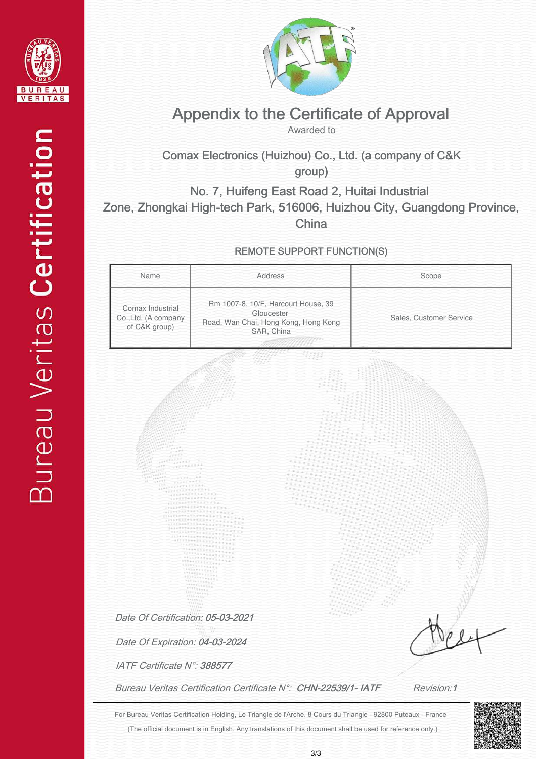# Appendix to the Certificate of Approval

Awarded to

Comax Electronics (Huizhou) Co., Ltd. (a company of C&K group)

No. 7, Huifeng East Road 2, Huitai Industrial Zone, Zhongkai High-tech Park, 516006, Huizhou City, Guangdong Province, China

REMOTE SUPPORT FUNCTION(S)

| Name | Address | Scope |
|---|---|---|
| Comax Industrial Co.,Ltd. (A company of C&K group) | Rm 1007-8, 10/F, Harcourt House, 39 Gloucester Road, Wan Chai, Hong Kong, Hong Kong SAR, China | Sales, Customer Service |

*Date Of Certification:* ***05-03-2021***

*Date Of Expiration:* ***04-03-2024***

*IATF Certificate N°:* ***388577***

*Bureau Veritas Certification Certificate N°:* ***CHN-22539/1- IATF*** *Revision:* ***1***

For Bureau Veritas Certification Holding, Le Triangle de l'Arche, 8 Cours du Triangle - 92800 Puteaux - France

(The official document is in English. Any translations of this document shall be used for reference only.)